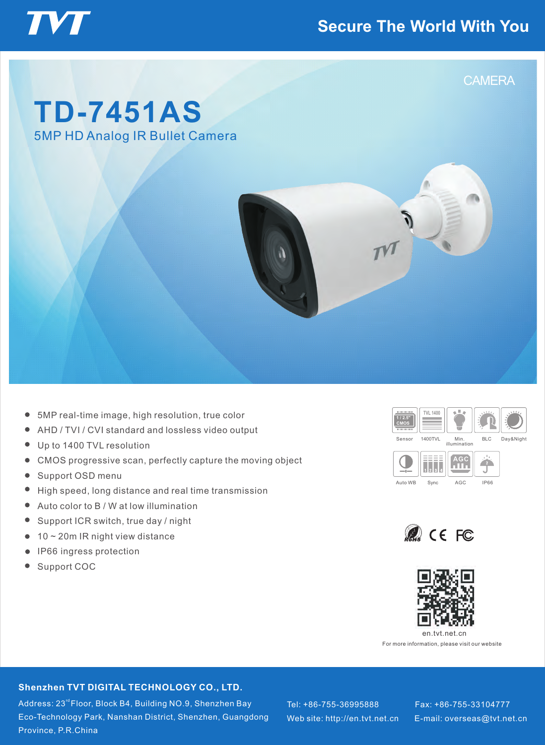TVT

Secure The World With You

CAMERA

# TD-7451AS

## 5MP HD Analog IR Bullet Camera

- 5MP real-time image, high resolution, true color
- AHD / TVI / CVI standard and lossless video output
- Up to 1400 TVL resolution
- CMOS progressive scan, perfectly capture the moving object
- Support OSD menu
- High speed, long distance and real time transmission
- Auto color to B / W at low illumination
- Support ICR switch, true day / night
- 10 ~ 20m IR night view distance
- IP66 ingress protection
- Support COC

Sensor | 1400TVL | Min. illumination | BLC | Day&Night

Auto WB | Sync | AGC | IP66

RoHS CE FC

en.tvt.net.cn

For more information, please visit our website

**Shenzhen TVT DIGITAL TECHNOLOGY CO., LTD.**

Address: 23rd Floor, Block B4, Building NO.9, Shenzhen Bay Eco-Technology Park, Nanshan District, Shenzhen, Guangdong Province, P.R.China

Tel: +86-755-36995888

Web site: http://en.tvt.net.cn

Fax: +86-755-33104777

E-mail: overseas@tvt.net.cn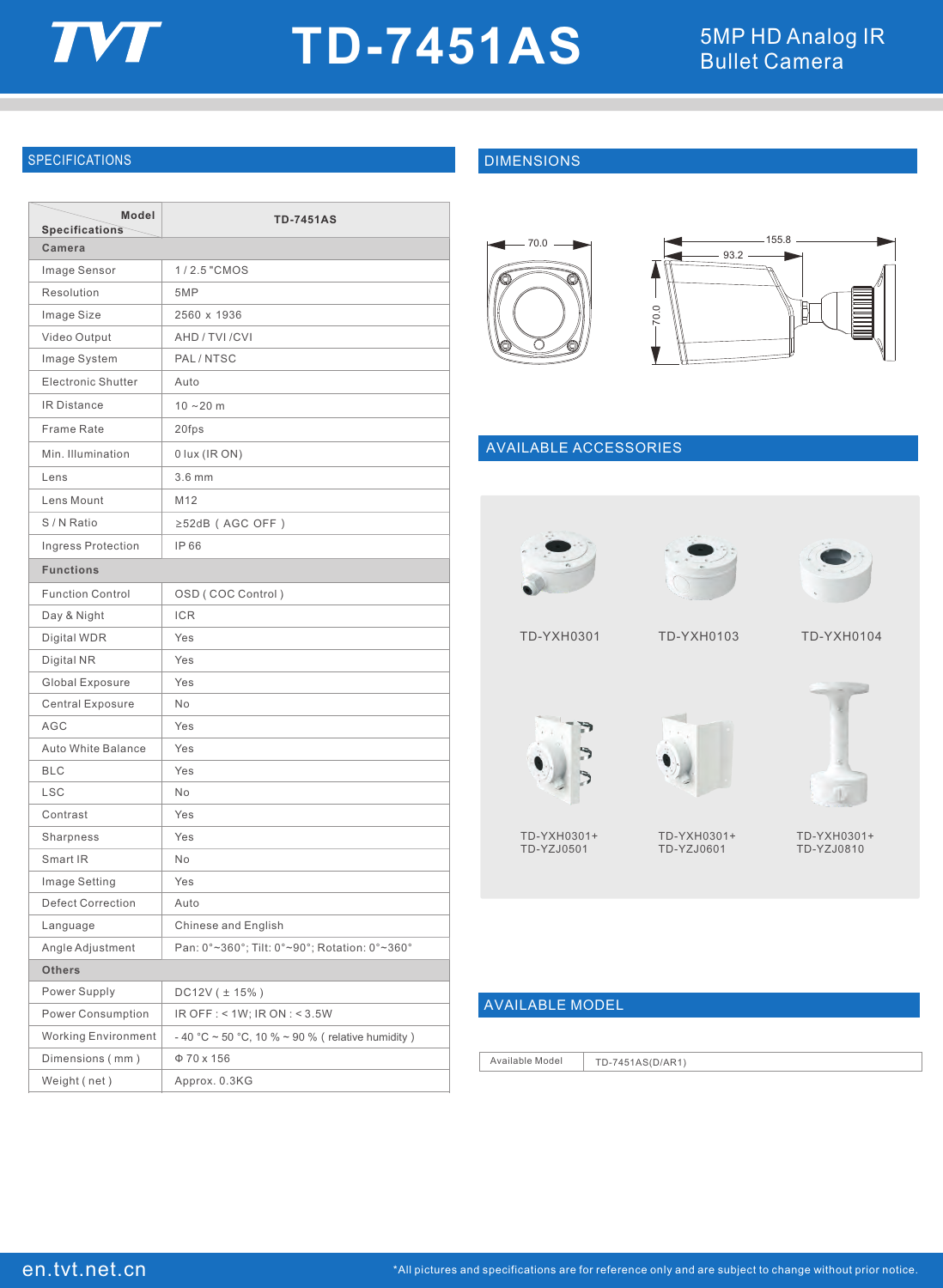# TVT TD-7451AS

5MP HD Analog IR Bullet Camera

## SPECIFICATIONS

| Specifications / Model | TD-7451AS |
|---|---|
| **Camera** | |
| Image Sensor | 1 / 2.5 "CMOS |
| Resolution | 5MP |
| Image Size | 2560 x 1936 |
| Video Output | AHD / TVI /CVI |
| Image System | PAL / NTSC |
| Electronic Shutter | Auto |
| IR Distance | 10 ~20 m |
| Frame Rate | 20fps |
| Min. Illumination | 0 lux (IR ON) |
| Lens | 3.6 mm |
| Lens Mount | M12 |
| S / N Ratio | ≥52dB ( AGC OFF ) |
| Ingress Protection | IP 66 |
| **Functions** | |
| Function Control | OSD ( COC Control ) |
| Day & Night | ICR |
| Digital WDR | Yes |
| Digital NR | Yes |
| Global Exposure | Yes |
| Central Exposure | No |
| AGC | Yes |
| Auto White Balance | Yes |
| BLC | Yes |
| LSC | No |
| Contrast | Yes |
| Sharpness | Yes |
| Smart IR | No |
| Image Setting | Yes |
| Defect Correction | Auto |
| Language | Chinese and English |
| Angle Adjustment | Pan: 0°~360°; Tilt: 0°~90°; Rotation: 0°~360° |
| **Others** | |
| Power Supply | DC12V ( ± 15% ) |
| Power Consumption | IR OFF : < 1W; IR ON : < 3.5W |
| Working Environment | - 40 °C ~ 50 °C, 10 % ~ 90 % ( relative humidity ) |
| Dimensions ( mm ) | Φ 70 x 156 |
| Weight ( net ) | Approx. 0.3KG |

## DIMENSIONS

70.0

155.8

93.2

70.0

## AVAILABLE ACCESSORIES

TD-YXH0301

TD-YXH0103

TD-YXH0104

TD-YXH0301+ TD-YZJ0501

TD-YXH0301+ TD-YZJ0601

TD-YXH0301+ TD-YZJ0810

## AVAILABLE MODEL

| | |
|---|---|
| Available Model | TD-7451AS(D/AR1) |

en.tvt.net.cn

*All pictures and specifications are for reference only and are subject to change without prior notice.